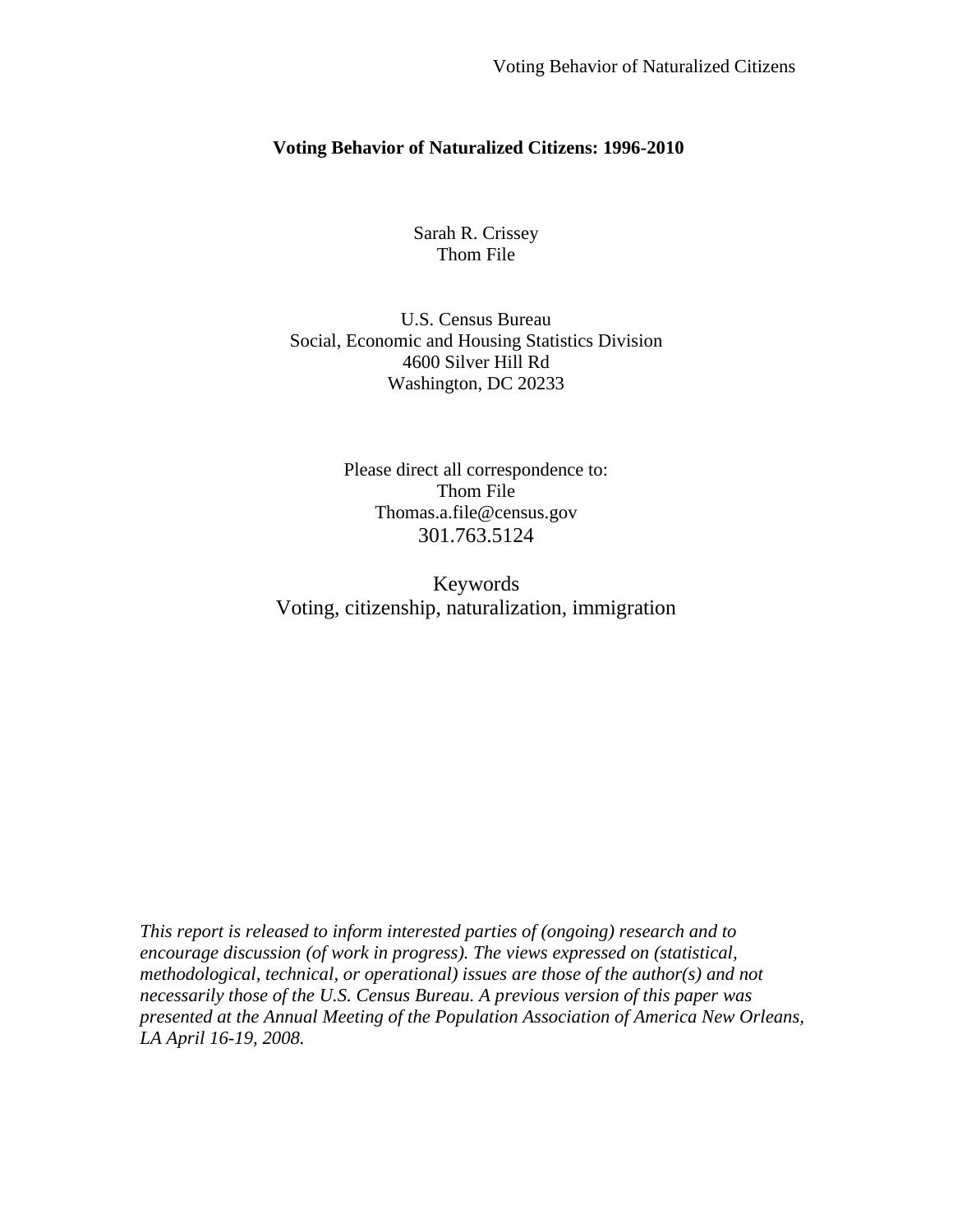# Voting Behavior of Naturalized Citizens: 1996-2010

Sarah R. Crissey  
Thom File

U.S. Census Bureau  
Social, Economic and Housing Statistics Division  
4600 Silver Hill Rd  
Washington, DC 20233

Please direct all correspondence to:  
Thom File  
Thomas.a.file@census.gov  
301.763.5124

Keywords  
Voting, citizenship, naturalization, immigration

*This report is released to inform interested parties of (ongoing) research and to encourage discussion (of work in progress). The views expressed on (statistical, methodological, technical, or operational) issues are those of the author(s) and not necessarily those of the U.S. Census Bureau. A previous version of this paper was presented at the Annual Meeting of the Population Association of America New Orleans, LA April 16-19, 2008.*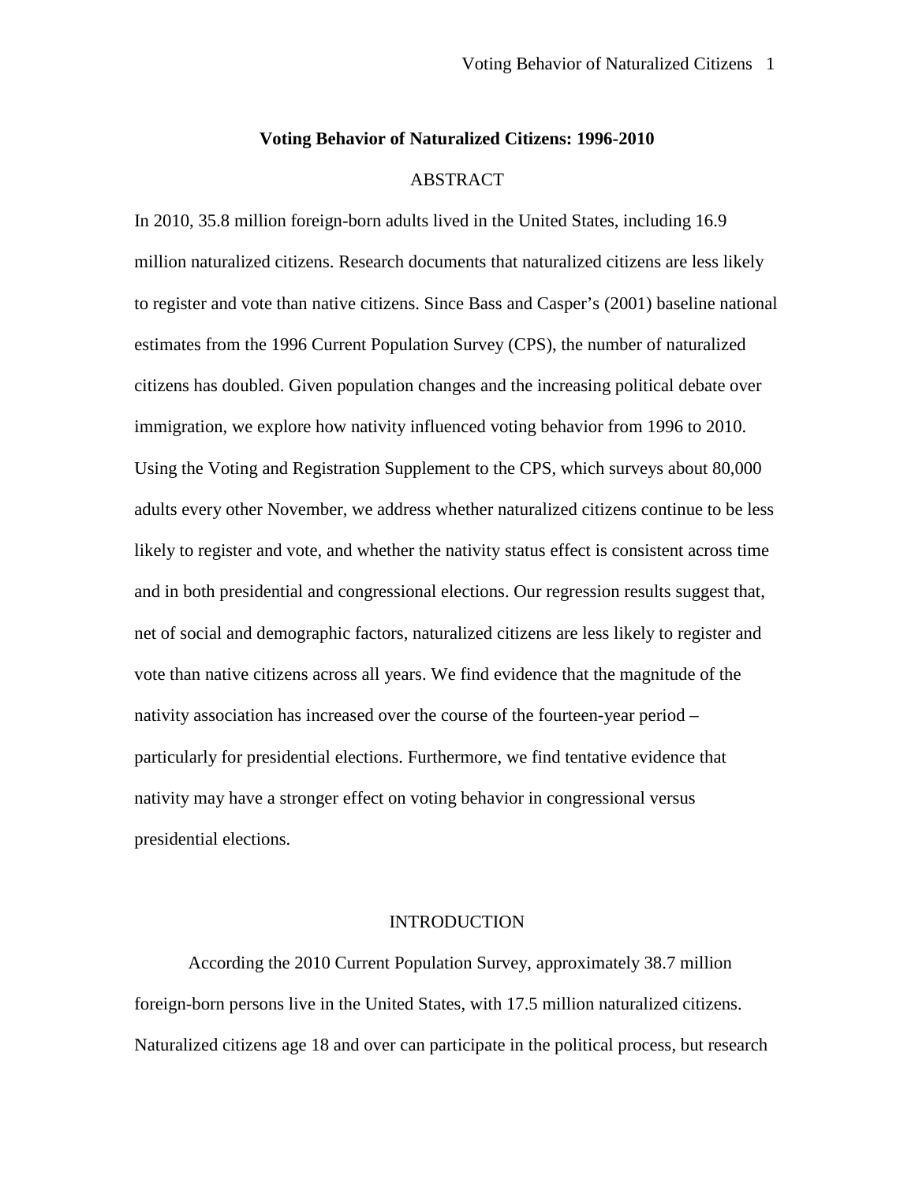## Voting Behavior of Naturalized Citizens: 1996-2010

### ABSTRACT

In 2010, 35.8 million foreign-born adults lived in the United States, including 16.9 million naturalized citizens. Research documents that naturalized citizens are less likely to register and vote than native citizens. Since Bass and Casper's (2001) baseline national estimates from the 1996 Current Population Survey (CPS), the number of naturalized citizens has doubled. Given population changes and the increasing political debate over immigration, we explore how nativity influenced voting behavior from 1996 to 2010. Using the Voting and Registration Supplement to the CPS, which surveys about 80,000 adults every other November, we address whether naturalized citizens continue to be less likely to register and vote, and whether the nativity status effect is consistent across time and in both presidential and congressional elections. Our regression results suggest that, net of social and demographic factors, naturalized citizens are less likely to register and vote than native citizens across all years. We find evidence that the magnitude of the nativity association has increased over the course of the fourteen-year period – particularly for presidential elections. Furthermore, we find tentative evidence that nativity may have a stronger effect on voting behavior in congressional versus presidential elections.

### INTRODUCTION

According the 2010 Current Population Survey, approximately 38.7 million foreign-born persons live in the United States, with 17.5 million naturalized citizens. Naturalized citizens age 18 and over can participate in the political process, but research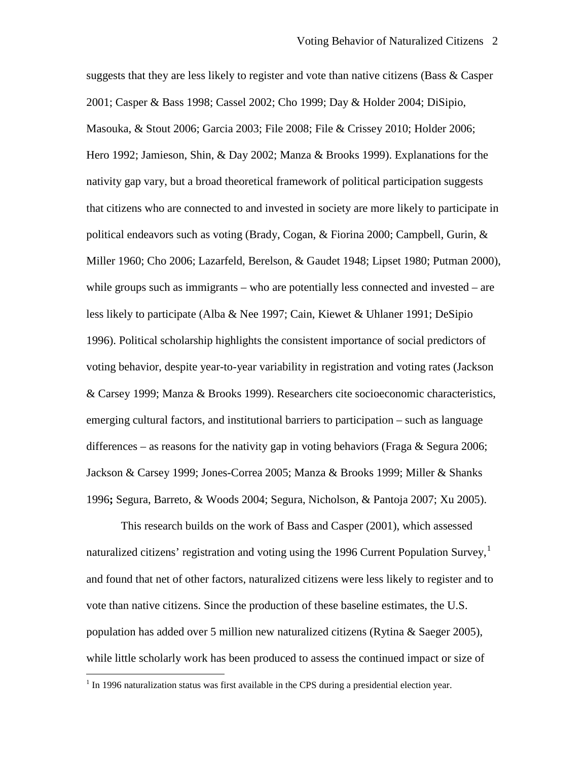suggests that they are less likely to register and vote than native citizens (Bass & Casper 2001; Casper & Bass 1998; Cassel 2002; Cho 1999; Day & Holder 2004; DiSipio, Masouka, & Stout 2006; Garcia 2003; File 2008; File & Crissey 2010; Holder 2006; Hero 1992; Jamieson, Shin, & Day 2002; Manza & Brooks 1999). Explanations for the nativity gap vary, but a broad theoretical framework of political participation suggests that citizens who are connected to and invested in society are more likely to participate in political endeavors such as voting (Brady, Cogan, & Fiorina 2000; Campbell, Gurin, & Miller 1960; Cho 2006; Lazarfeld, Berelson, & Gaudet 1948; Lipset 1980; Putman 2000), while groups such as immigrants – who are potentially less connected and invested – are less likely to participate (Alba & Nee 1997; Cain, Kiewet & Uhlaner 1991; DeSipio 1996). Political scholarship highlights the consistent importance of social predictors of voting behavior, despite year-to-year variability in registration and voting rates (Jackson & Carsey 1999; Manza & Brooks 1999). Researchers cite socioeconomic characteristics, emerging cultural factors, and institutional barriers to participation – such as language differences – as reasons for the nativity gap in voting behaviors (Fraga & Segura 2006; Jackson & Carsey 1999; Jones-Correa 2005; Manza & Brooks 1999; Miller & Shanks 1996**;** Segura, Barreto, & Woods 2004; Segura, Nicholson, & Pantoja 2007; Xu 2005).

This research builds on the work of Bass and Casper (2001), which assessed naturalized citizens' registration and voting using the 1996 Current Population Survey,[1] and found that net of other factors, naturalized citizens were less likely to register and to vote than native citizens. Since the production of these baseline estimates, the U.S. population has added over 5 million new naturalized citizens (Rytina & Saeger 2005), while little scholarly work has been produced to assess the continued impact or size of

[1] In 1996 naturalization status was first available in the CPS during a presidential election year.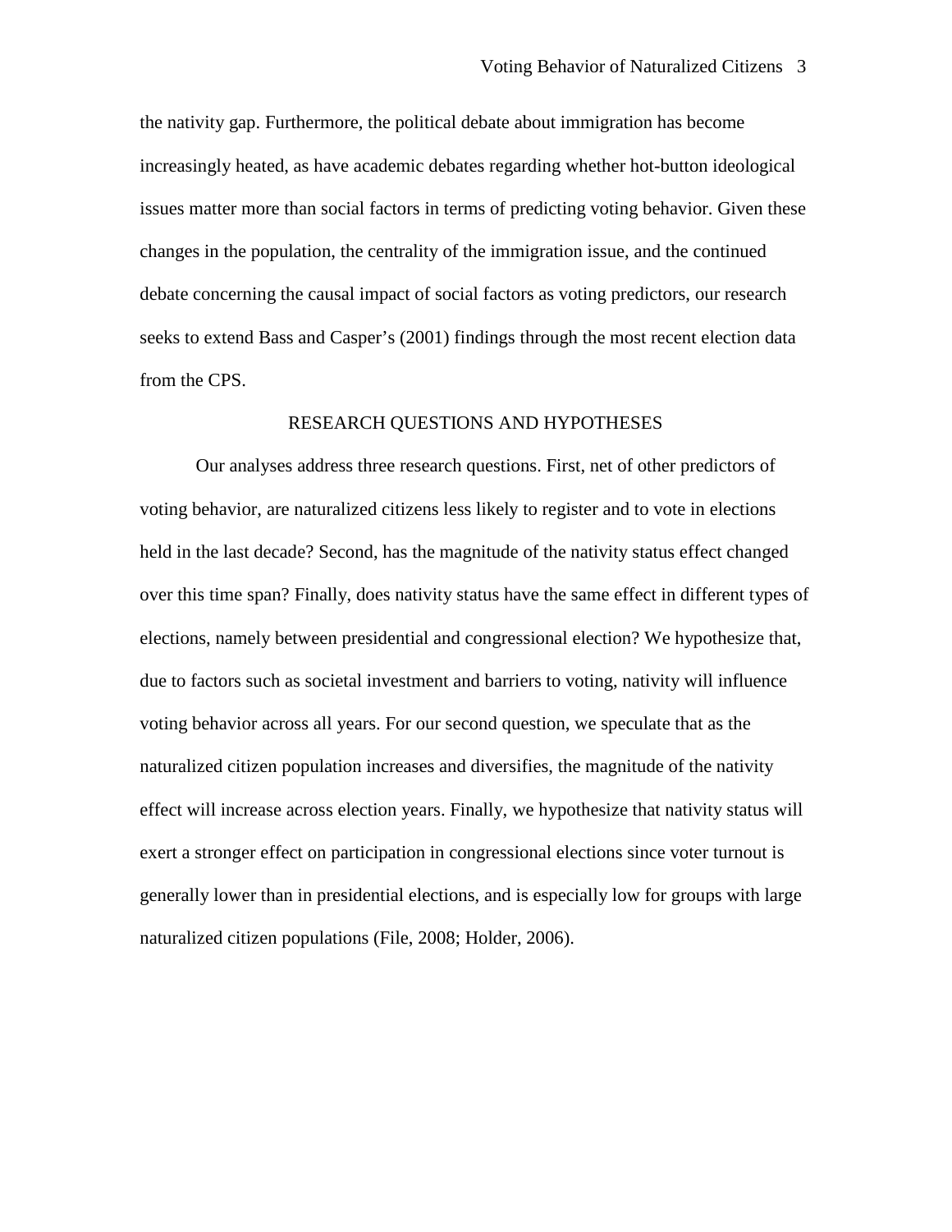the nativity gap. Furthermore, the political debate about immigration has become increasingly heated, as have academic debates regarding whether hot-button ideological issues matter more than social factors in terms of predicting voting behavior. Given these changes in the population, the centrality of the immigration issue, and the continued debate concerning the causal impact of social factors as voting predictors, our research seeks to extend Bass and Casper's (2001) findings through the most recent election data from the CPS.

## RESEARCH QUESTIONS AND HYPOTHESES

Our analyses address three research questions. First, net of other predictors of voting behavior, are naturalized citizens less likely to register and to vote in elections held in the last decade? Second, has the magnitude of the nativity status effect changed over this time span? Finally, does nativity status have the same effect in different types of elections, namely between presidential and congressional election? We hypothesize that, due to factors such as societal investment and barriers to voting, nativity will influence voting behavior across all years. For our second question, we speculate that as the naturalized citizen population increases and diversifies, the magnitude of the nativity effect will increase across election years. Finally, we hypothesize that nativity status will exert a stronger effect on participation in congressional elections since voter turnout is generally lower than in presidential elections, and is especially low for groups with large naturalized citizen populations (File, 2008; Holder, 2006).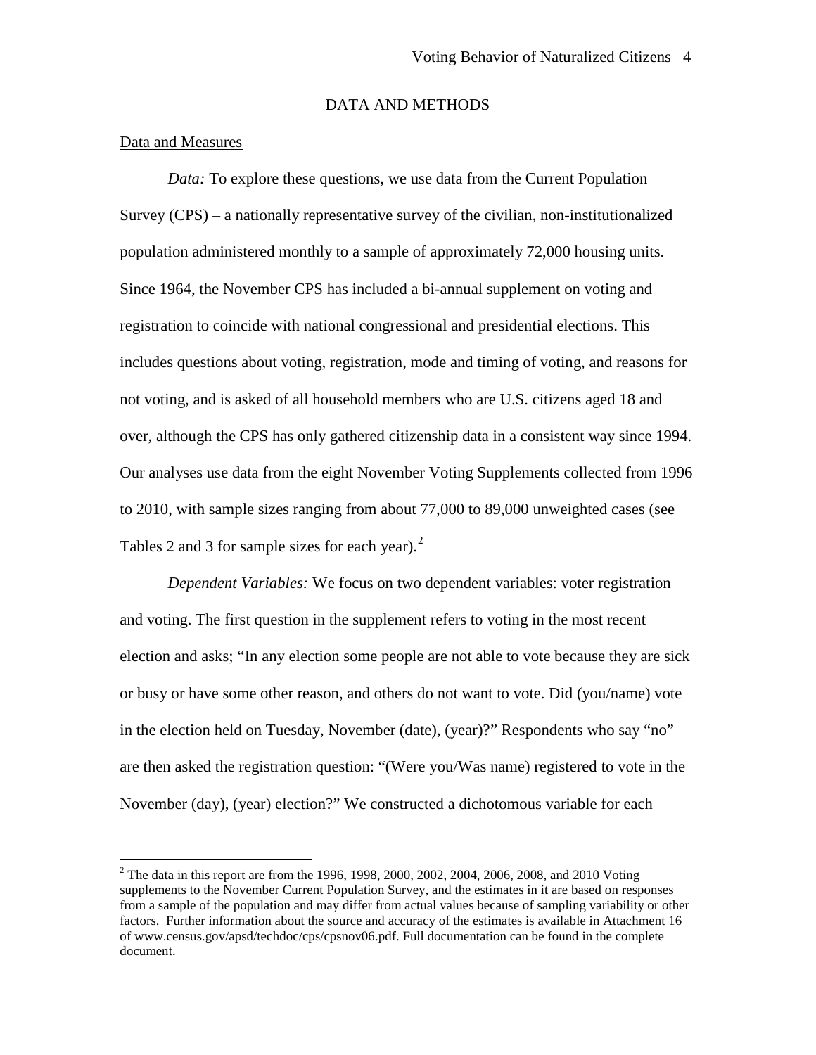## DATA AND METHODS

### Data and Measures

*Data:* To explore these questions, we use data from the Current Population Survey (CPS) – a nationally representative survey of the civilian, non-institutionalized population administered monthly to a sample of approximately 72,000 housing units. Since 1964, the November CPS has included a bi-annual supplement on voting and registration to coincide with national congressional and presidential elections. This includes questions about voting, registration, mode and timing of voting, and reasons for not voting, and is asked of all household members who are U.S. citizens aged 18 and over, although the CPS has only gathered citizenship data in a consistent way since 1994. Our analyses use data from the eight November Voting Supplements collected from 1996 to 2010, with sample sizes ranging from about 77,000 to 89,000 unweighted cases (see Tables 2 and 3 for sample sizes for each year).[2]

*Dependent Variables:* We focus on two dependent variables: voter registration and voting. The first question in the supplement refers to voting in the most recent election and asks; "In any election some people are not able to vote because they are sick or busy or have some other reason, and others do not want to vote. Did (you/name) vote in the election held on Tuesday, November (date), (year)?" Respondents who say "no" are then asked the registration question: "(Were you/Was name) registered to vote in the November (day), (year) election?" We constructed a dichotomous variable for each

---

[2] The data in this report are from the 1996, 1998, 2000, 2002, 2004, 2006, 2008, and 2010 Voting supplements to the November Current Population Survey, and the estimates in it are based on responses from a sample of the population and may differ from actual values because of sampling variability or other factors. Further information about the source and accuracy of the estimates is available in Attachment 16 of www.census.gov/apsd/techdoc/cps/cpsnov06.pdf. Full documentation can be found in the complete document.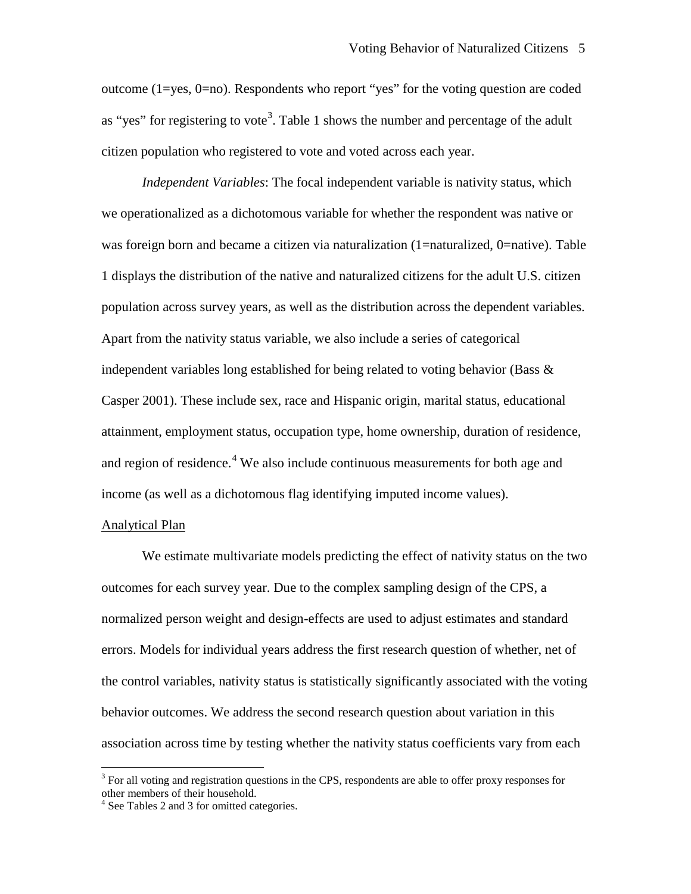outcome (1=yes, 0=no). Respondents who report "yes" for the voting question are coded as "yes" for registering to vote[3]. Table 1 shows the number and percentage of the adult citizen population who registered to vote and voted across each year.

*Independent Variables*: The focal independent variable is nativity status, which we operationalized as a dichotomous variable for whether the respondent was native or was foreign born and became a citizen via naturalization (1=naturalized, 0=native). Table 1 displays the distribution of the native and naturalized citizens for the adult U.S. citizen population across survey years, as well as the distribution across the dependent variables. Apart from the nativity status variable, we also include a series of categorical independent variables long established for being related to voting behavior (Bass & Casper 2001). These include sex, race and Hispanic origin, marital status, educational attainment, employment status, occupation type, home ownership, duration of residence, and region of residence.[4] We also include continuous measurements for both age and income (as well as a dichotomous flag identifying imputed income values).

Analytical Plan

We estimate multivariate models predicting the effect of nativity status on the two outcomes for each survey year. Due to the complex sampling design of the CPS, a normalized person weight and design-effects are used to adjust estimates and standard errors. Models for individual years address the first research question of whether, net of the control variables, nativity status is statistically significantly associated with the voting behavior outcomes. We address the second research question about variation in this association across time by testing whether the nativity status coefficients vary from each

[3] For all voting and registration questions in the CPS, respondents are able to offer proxy responses for other members of their household.

[4] See Tables 2 and 3 for omitted categories.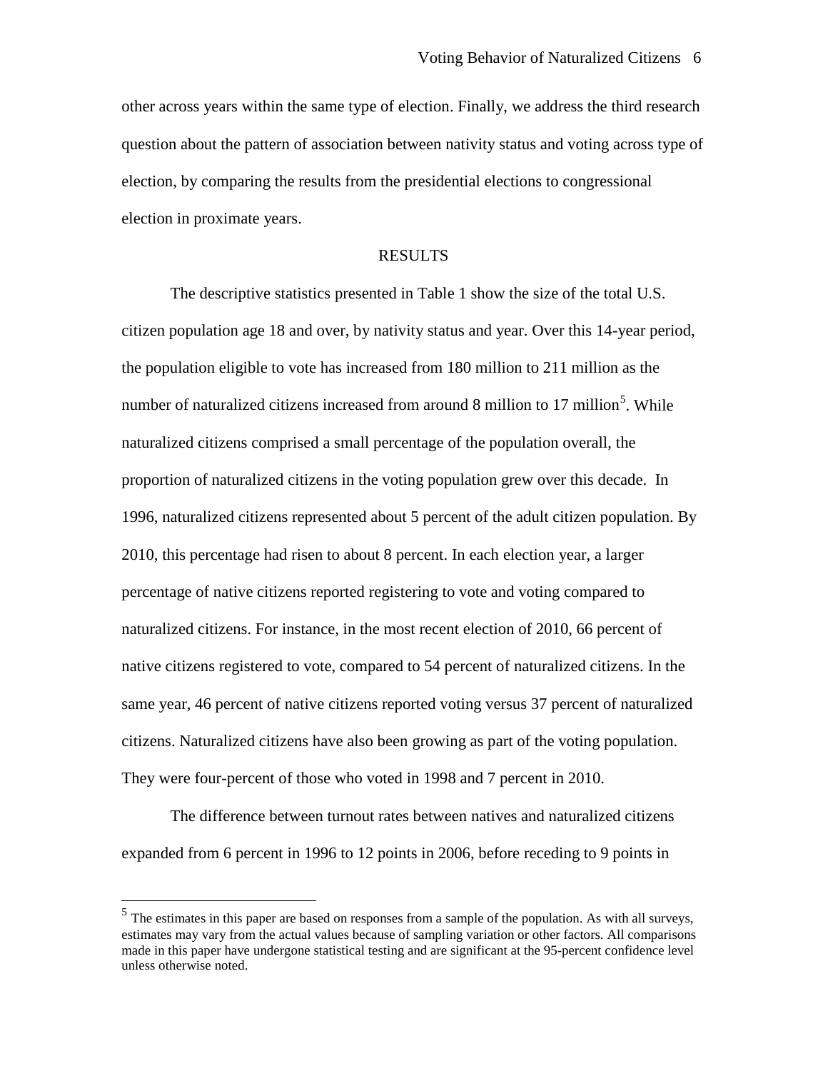other across years within the same type of election. Finally, we address the third research question about the pattern of association between nativity status and voting across type of election, by comparing the results from the presidential elections to congressional election in proximate years.

## RESULTS

The descriptive statistics presented in Table 1 show the size of the total U.S. citizen population age 18 and over, by nativity status and year. Over this 14-year period, the population eligible to vote has increased from 180 million to 211 million as the number of naturalized citizens increased from around 8 million to 17 million[5]. While naturalized citizens comprised a small percentage of the population overall, the proportion of naturalized citizens in the voting population grew over this decade. In 1996, naturalized citizens represented about 5 percent of the adult citizen population. By 2010, this percentage had risen to about 8 percent. In each election year, a larger percentage of native citizens reported registering to vote and voting compared to naturalized citizens. For instance, in the most recent election of 2010, 66 percent of native citizens registered to vote, compared to 54 percent of naturalized citizens. In the same year, 46 percent of native citizens reported voting versus 37 percent of naturalized citizens. Naturalized citizens have also been growing as part of the voting population. They were four-percent of those who voted in 1998 and 7 percent in 2010.

The difference between turnout rates between natives and naturalized citizens expanded from 6 percent in 1996 to 12 points in 2006, before receding to 9 points in

[5] The estimates in this paper are based on responses from a sample of the population. As with all surveys, estimates may vary from the actual values because of sampling variation or other factors. All comparisons made in this paper have undergone statistical testing and are significant at the 95-percent confidence level unless otherwise noted.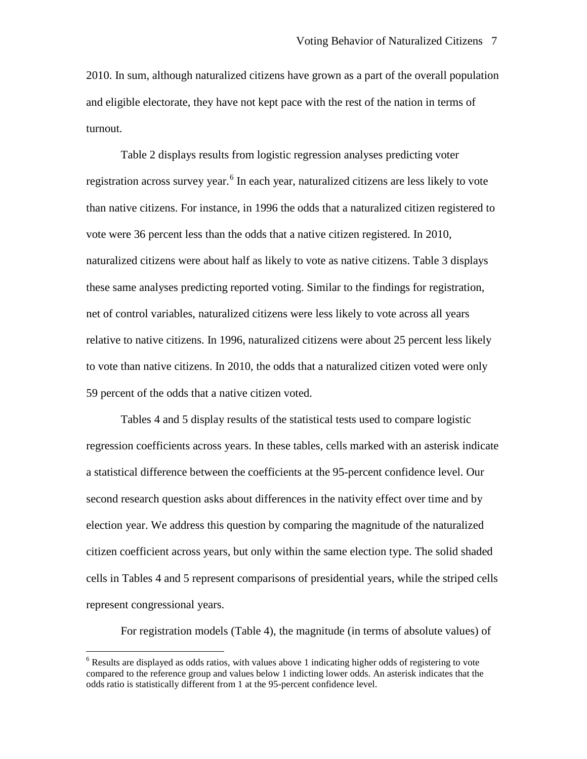2010. In sum, although naturalized citizens have grown as a part of the overall population and eligible electorate, they have not kept pace with the rest of the nation in terms of turnout.

Table 2 displays results from logistic regression analyses predicting voter registration across survey year.[6] In each year, naturalized citizens are less likely to vote than native citizens. For instance, in 1996 the odds that a naturalized citizen registered to vote were 36 percent less than the odds that a native citizen registered. In 2010, naturalized citizens were about half as likely to vote as native citizens. Table 3 displays these same analyses predicting reported voting. Similar to the findings for registration, net of control variables, naturalized citizens were less likely to vote across all years relative to native citizens. In 1996, naturalized citizens were about 25 percent less likely to vote than native citizens. In 2010, the odds that a naturalized citizen voted were only 59 percent of the odds that a native citizen voted.

Tables 4 and 5 display results of the statistical tests used to compare logistic regression coefficients across years. In these tables, cells marked with an asterisk indicate a statistical difference between the coefficients at the 95-percent confidence level. Our second research question asks about differences in the nativity effect over time and by election year. We address this question by comparing the magnitude of the naturalized citizen coefficient across years, but only within the same election type. The solid shaded cells in Tables 4 and 5 represent comparisons of presidential years, while the striped cells represent congressional years.

For registration models (Table 4), the magnitude (in terms of absolute values) of

---

[6] Results are displayed as odds ratios, with values above 1 indicating higher odds of registering to vote compared to the reference group and values below 1 indicting lower odds. An asterisk indicates that the odds ratio is statistically different from 1 at the 95-percent confidence level.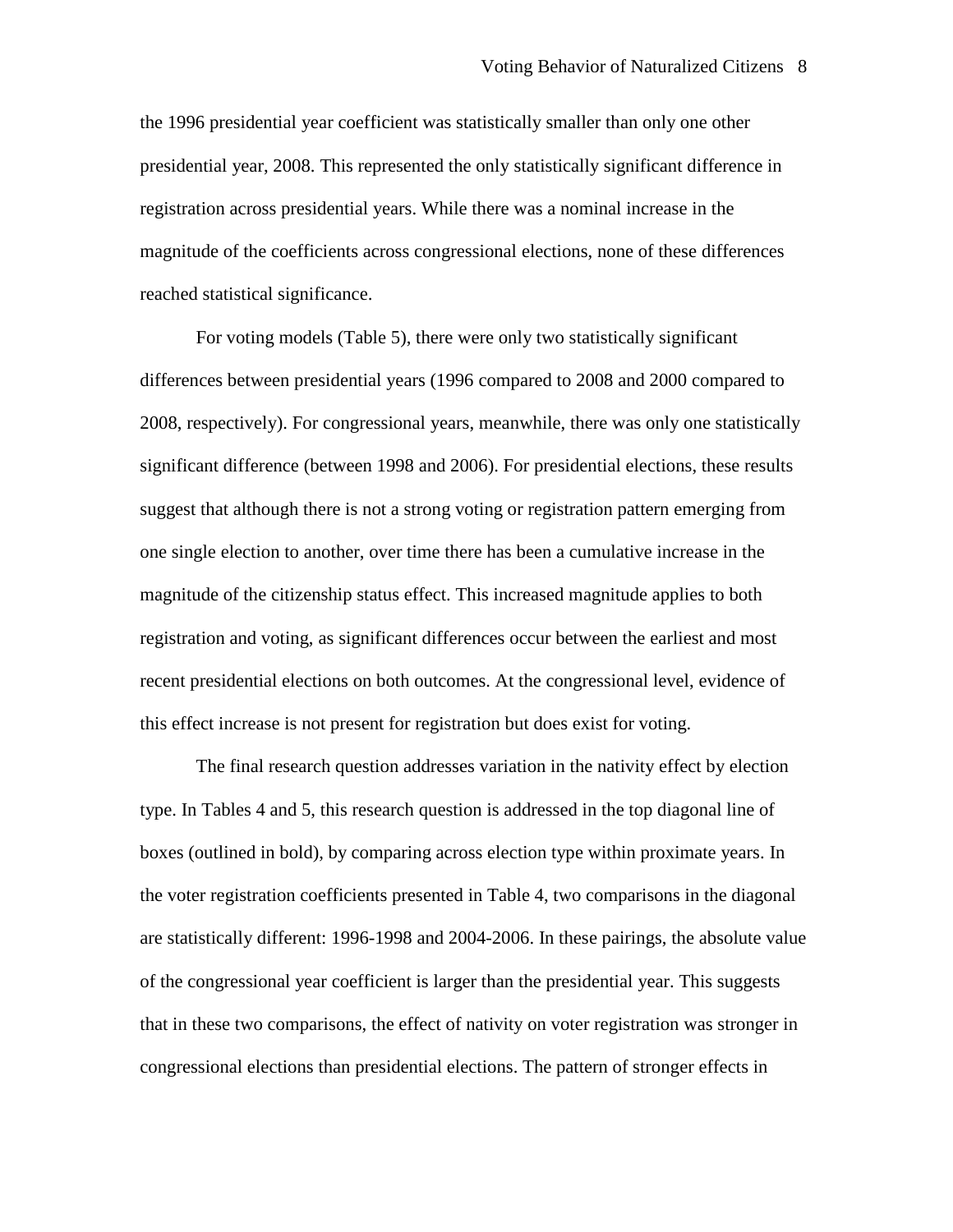the 1996 presidential year coefficient was statistically smaller than only one other presidential year, 2008. This represented the only statistically significant difference in registration across presidential years. While there was a nominal increase in the magnitude of the coefficients across congressional elections, none of these differences reached statistical significance.

For voting models (Table 5), there were only two statistically significant differences between presidential years (1996 compared to 2008 and 2000 compared to 2008, respectively). For congressional years, meanwhile, there was only one statistically significant difference (between 1998 and 2006). For presidential elections, these results suggest that although there is not a strong voting or registration pattern emerging from one single election to another, over time there has been a cumulative increase in the magnitude of the citizenship status effect. This increased magnitude applies to both registration and voting, as significant differences occur between the earliest and most recent presidential elections on both outcomes. At the congressional level, evidence of this effect increase is not present for registration but does exist for voting.

The final research question addresses variation in the nativity effect by election type. In Tables 4 and 5, this research question is addressed in the top diagonal line of boxes (outlined in bold), by comparing across election type within proximate years. In the voter registration coefficients presented in Table 4, two comparisons in the diagonal are statistically different: 1996-1998 and 2004-2006. In these pairings, the absolute value of the congressional year coefficient is larger than the presidential year. This suggests that in these two comparisons, the effect of nativity on voter registration was stronger in congressional elections than presidential elections. The pattern of stronger effects in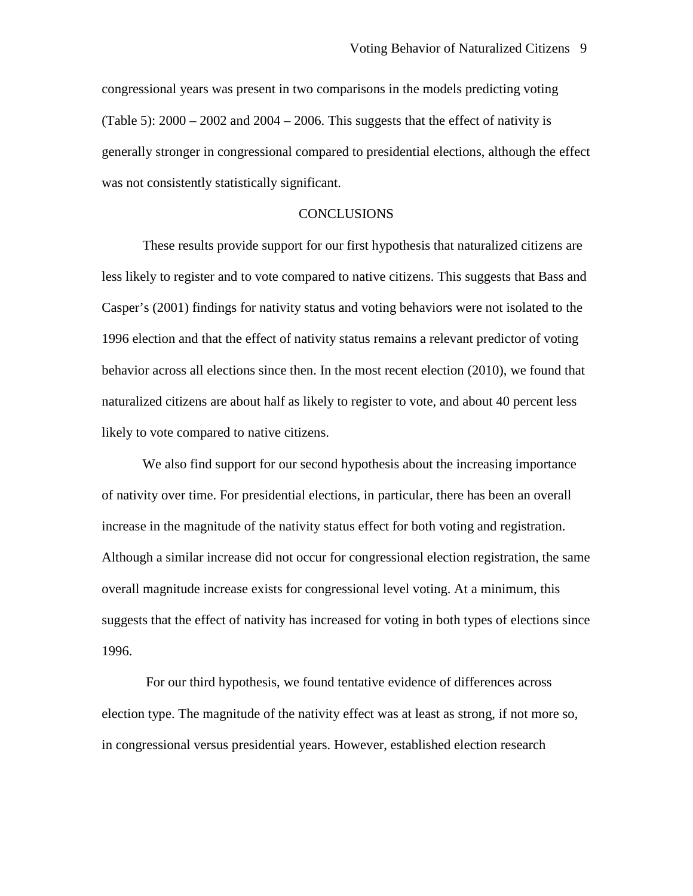congressional years was present in two comparisons in the models predicting voting (Table 5): 2000 – 2002 and 2004 – 2006. This suggests that the effect of nativity is generally stronger in congressional compared to presidential elections, although the effect was not consistently statistically significant.

## CONCLUSIONS

These results provide support for our first hypothesis that naturalized citizens are less likely to register and to vote compared to native citizens. This suggests that Bass and Casper's (2001) findings for nativity status and voting behaviors were not isolated to the 1996 election and that the effect of nativity status remains a relevant predictor of voting behavior across all elections since then. In the most recent election (2010), we found that naturalized citizens are about half as likely to register to vote, and about 40 percent less likely to vote compared to native citizens.

We also find support for our second hypothesis about the increasing importance of nativity over time. For presidential elections, in particular, there has been an overall increase in the magnitude of the nativity status effect for both voting and registration. Although a similar increase did not occur for congressional election registration, the same overall magnitude increase exists for congressional level voting. At a minimum, this suggests that the effect of nativity has increased for voting in both types of elections since 1996.

For our third hypothesis, we found tentative evidence of differences across election type. The magnitude of the nativity effect was at least as strong, if not more so, in congressional versus presidential years. However, established election research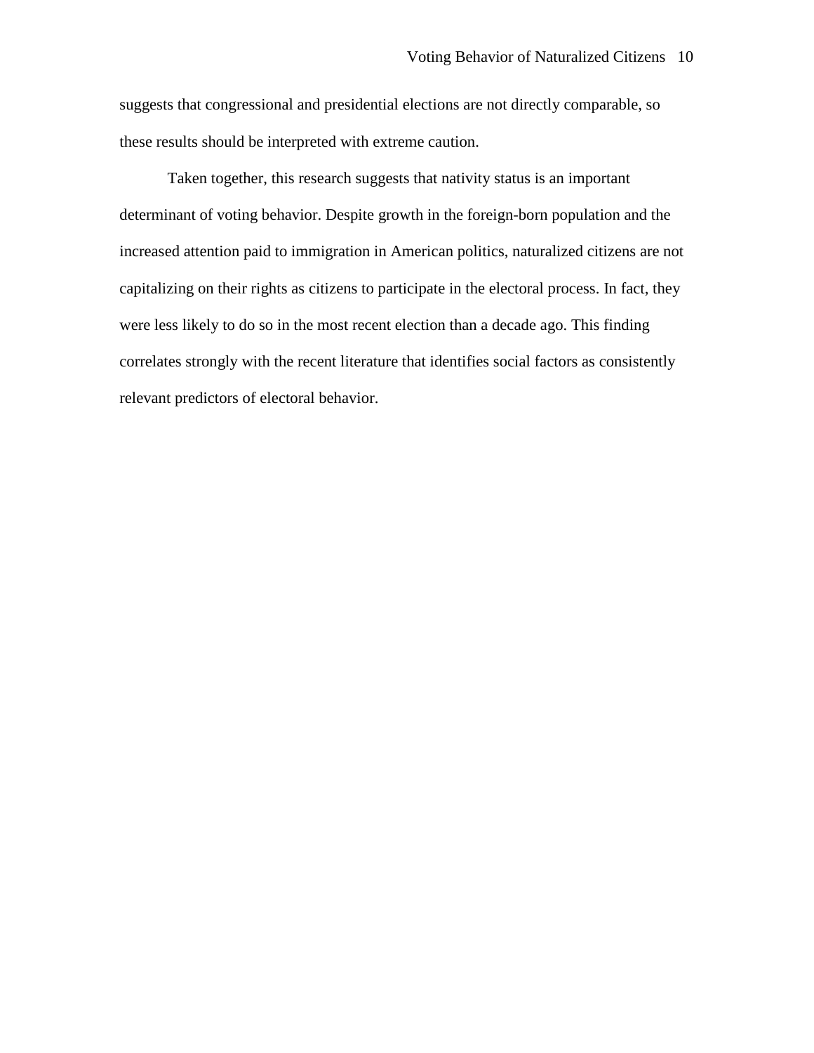suggests that congressional and presidential elections are not directly comparable, so these results should be interpreted with extreme caution.

Taken together, this research suggests that nativity status is an important determinant of voting behavior. Despite growth in the foreign-born population and the increased attention paid to immigration in American politics, naturalized citizens are not capitalizing on their rights as citizens to participate in the electoral process. In fact, they were less likely to do so in the most recent election than a decade ago. This finding correlates strongly with the recent literature that identifies social factors as consistently relevant predictors of electoral behavior.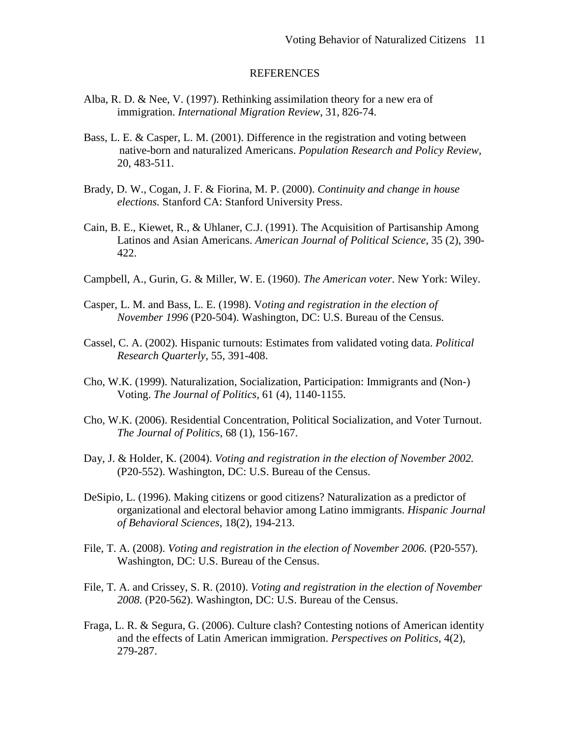# REFERENCES

Alba, R. D. & Nee, V. (1997). Rethinking assimilation theory for a new era of immigration. *International Migration Review*, 31, 826-74.

Bass, L. E. & Casper, L. M. (2001). Difference in the registration and voting between native-born and naturalized Americans. *Population Research and Policy Review*, 20, 483-511.

Brady, D. W., Cogan, J. F. & Fiorina, M. P. (2000). *Continuity and change in house elections.* Stanford CA: Stanford University Press.

Cain, B. E., Kiewet, R., & Uhlaner, C.J. (1991). The Acquisition of Partisanship Among Latinos and Asian Americans. *American Journal of Political Science,* 35 (2), 390-422.

Campbell, A., Gurin, G. & Miller, W. E. (1960). *The American voter*. New York: Wiley.

Casper, L. M. and Bass, L. E. (1998). V*oting and registration in the election of November 1996* (P20-504). Washington, DC: U.S. Bureau of the Census.

Cassel, C. A. (2002). Hispanic turnouts: Estimates from validated voting data. *Political Research Quarterly*, 55, 391-408.

Cho, W.K. (1999). Naturalization, Socialization, Participation: Immigrants and (Non-) Voting. *The Journal of Politics*, 61 (4), 1140-1155.

Cho, W.K. (2006). Residential Concentration, Political Socialization, and Voter Turnout. *The Journal of Politics,* 68 (1), 156-167.

Day, J. & Holder, K. (2004). *Voting and registration in the election of November 2002.* (P20-552). Washington, DC: U.S. Bureau of the Census.

DeSipio, L. (1996). Making citizens or good citizens? Naturalization as a predictor of organizational and electoral behavior among Latino immigrants. *Hispanic Journal of Behavioral Sciences,* 18(2), 194-213.

File, T. A. (2008). *Voting and registration in the election of November 2006.* (P20-557). Washington, DC: U.S. Bureau of the Census.

File, T. A. and Crissey, S. R. (2010). *Voting and registration in the election of November 2008.* (P20-562). Washington, DC: U.S. Bureau of the Census.

Fraga, L. R. & Segura, G. (2006). Culture clash? Contesting notions of American identity and the effects of Latin American immigration. *Perspectives on Politics*, 4(2), 279-287.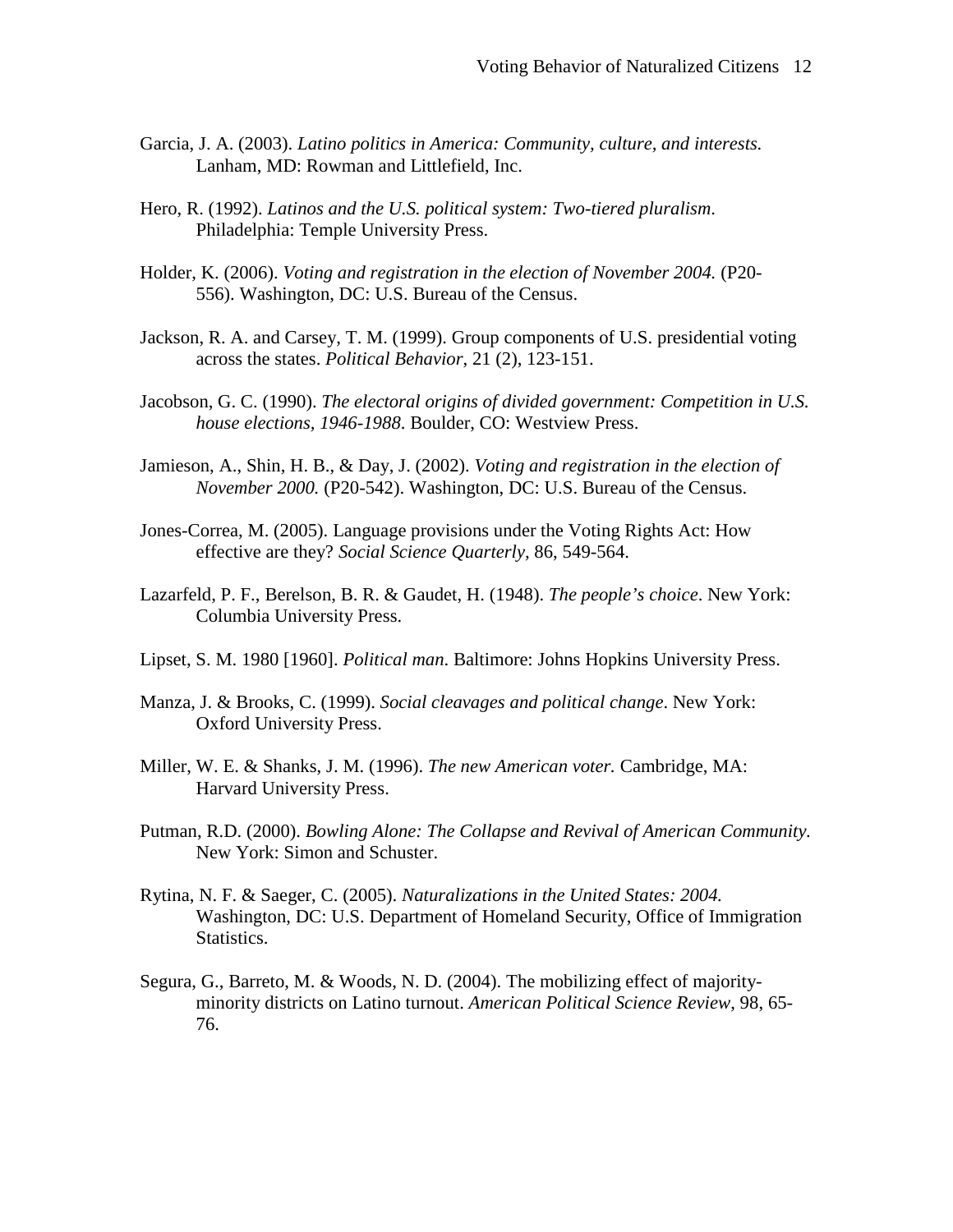Garcia, J. A. (2003). *Latino politics in America: Community, culture, and interests.* Lanham, MD: Rowman and Littlefield, Inc.

Hero, R. (1992). *Latinos and the U.S. political system: Two-tiered pluralism*. Philadelphia: Temple University Press.

Holder, K. (2006). *Voting and registration in the election of November 2004.* (P20-556). Washington, DC: U.S. Bureau of the Census.

Jackson, R. A. and Carsey, T. M. (1999). Group components of U.S. presidential voting across the states. *Political Behavior*, 21 (2), 123-151.

Jacobson, G. C. (1990). *The electoral origins of divided government: Competition in U.S. house elections, 1946-1988*. Boulder, CO: Westview Press.

Jamieson, A., Shin, H. B., & Day, J. (2002). *Voting and registration in the election of November 2000.* (P20-542). Washington, DC: U.S. Bureau of the Census.

Jones-Correa, M. (2005). Language provisions under the Voting Rights Act: How effective are they? *Social Science Quarterly,* 86, 549-564.

Lazarfeld, P. F., Berelson, B. R. & Gaudet, H. (1948). *The people's choice*. New York: Columbia University Press.

Lipset, S. M. 1980 [1960]. *Political man*. Baltimore: Johns Hopkins University Press.

Manza, J. & Brooks, C. (1999). *Social cleavages and political change*. New York: Oxford University Press.

Miller, W. E. & Shanks, J. M. (1996). *The new American voter.* Cambridge, MA: Harvard University Press.

Putman, R.D. (2000). *Bowling Alone: The Collapse and Revival of American Community.* New York: Simon and Schuster.

Rytina, N. F. & Saeger, C. (2005). *Naturalizations in the United States: 2004.* Washington, DC: U.S. Department of Homeland Security, Office of Immigration Statistics.

Segura, G., Barreto, M. & Woods, N. D. (2004). The mobilizing effect of majority-minority districts on Latino turnout. *American Political Science Review*, 98, 65-76.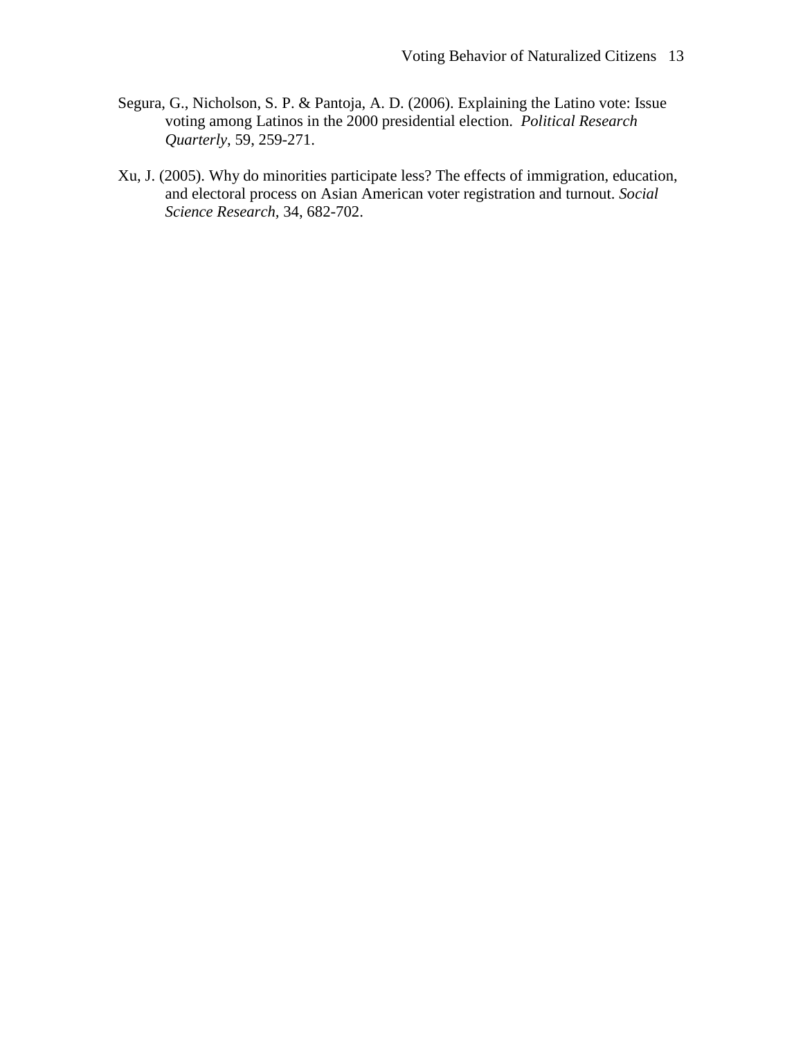Segura, G., Nicholson, S. P. & Pantoja, A. D. (2006). Explaining the Latino vote: Issue voting among Latinos in the 2000 presidential election. *Political Research Quarterly*, 59, 259-271.

Xu, J. (2005). Why do minorities participate less? The effects of immigration, education, and electoral process on Asian American voter registration and turnout. *Social Science Research*, 34, 682-702.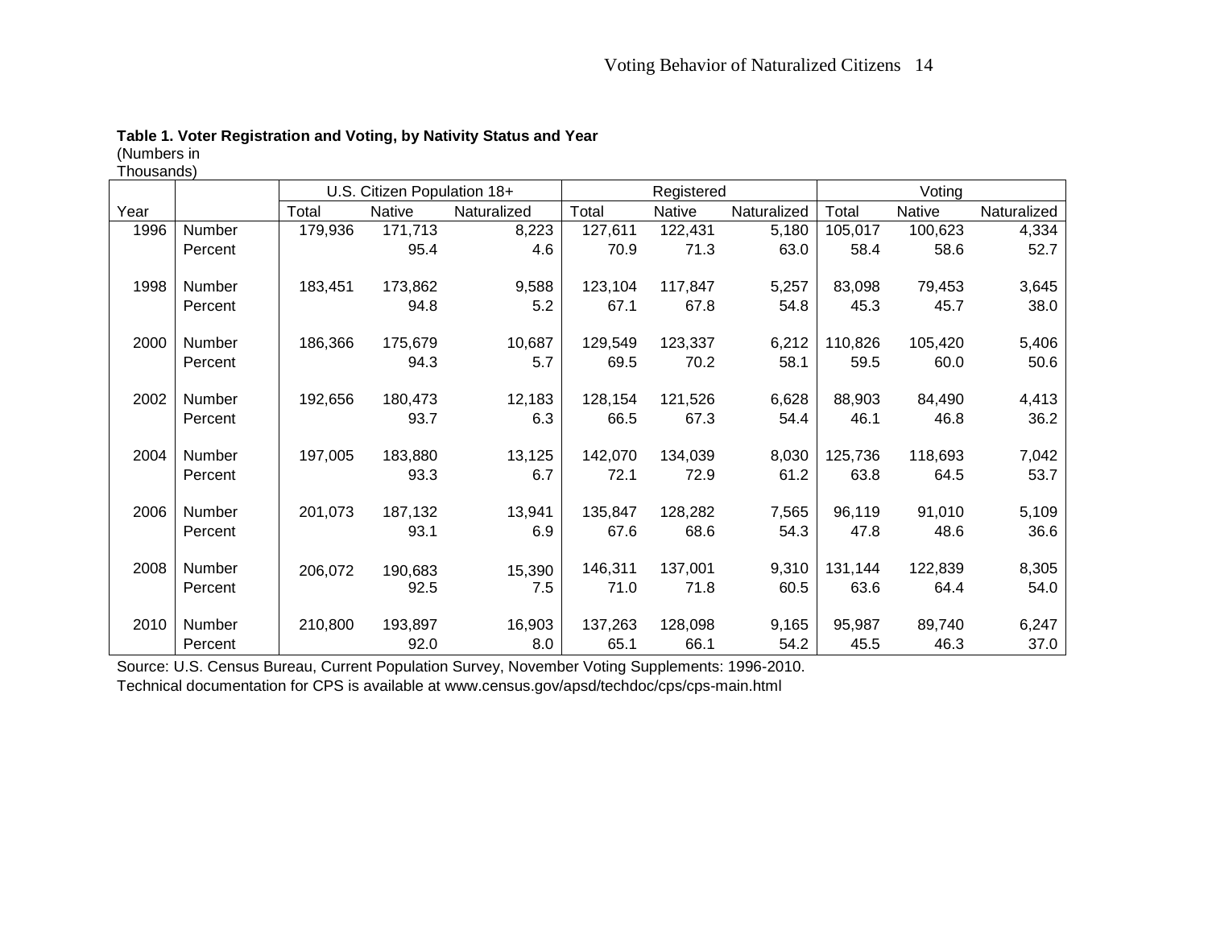**Table 1. Voter Registration and Voting, by Nativity Status and Year**
(Numbers in Thousands)

| | | U.S. Citizen Population 18+ | | | Registered | | | Voting | | |
|---|---|---|---|---|---|---|---|---|---|---|
| Year | | Total | Native | Naturalized | Total | Native | Naturalized | Total | Native | Naturalized |
| 1996 | Number | 179,936 | 171,713 | 8,223 | 127,611 | 122,431 | 5,180 | 105,017 | 100,623 | 4,334 |
| | Percent | | 95.4 | 4.6 | 70.9 | 71.3 | 63.0 | 58.4 | 58.6 | 52.7 |
| 1998 | Number | 183,451 | 173,862 | 9,588 | 123,104 | 117,847 | 5,257 | 83,098 | 79,453 | 3,645 |
| | Percent | | 94.8 | 5.2 | 67.1 | 67.8 | 54.8 | 45.3 | 45.7 | 38.0 |
| 2000 | Number | 186,366 | 175,679 | 10,687 | 129,549 | 123,337 | 6,212 | 110,826 | 105,420 | 5,406 |
| | Percent | | 94.3 | 5.7 | 69.5 | 70.2 | 58.1 | 59.5 | 60.0 | 50.6 |
| 2002 | Number | 192,656 | 180,473 | 12,183 | 128,154 | 121,526 | 6,628 | 88,903 | 84,490 | 4,413 |
| | Percent | | 93.7 | 6.3 | 66.5 | 67.3 | 54.4 | 46.1 | 46.8 | 36.2 |
| 2004 | Number | 197,005 | 183,880 | 13,125 | 142,070 | 134,039 | 8,030 | 125,736 | 118,693 | 7,042 |
| | Percent | | 93.3 | 6.7 | 72.1 | 72.9 | 61.2 | 63.8 | 64.5 | 53.7 |
| 2006 | Number | 201,073 | 187,132 | 13,941 | 135,847 | 128,282 | 7,565 | 96,119 | 91,010 | 5,109 |
| | Percent | | 93.1 | 6.9 | 67.6 | 68.6 | 54.3 | 47.8 | 48.6 | 36.6 |
| 2008 | Number | 206,072 | 190,683 | 15,390 | 146,311 | 137,001 | 9,310 | 131,144 | 122,839 | 8,305 |
| | Percent | | 92.5 | 7.5 | 71.0 | 71.8 | 60.5 | 63.6 | 64.4 | 54.0 |
| 2010 | Number | 210,800 | 193,897 | 16,903 | 137,263 | 128,098 | 9,165 | 95,987 | 89,740 | 6,247 |
| | Percent | | 92.0 | 8.0 | 65.1 | 66.1 | 54.2 | 45.5 | 46.3 | 37.0 |

Source: U.S. Census Bureau, Current Population Survey, November Voting Supplements: 1996-2010.
Technical documentation for CPS is available at www.census.gov/apsd/techdoc/cps/cps-main.html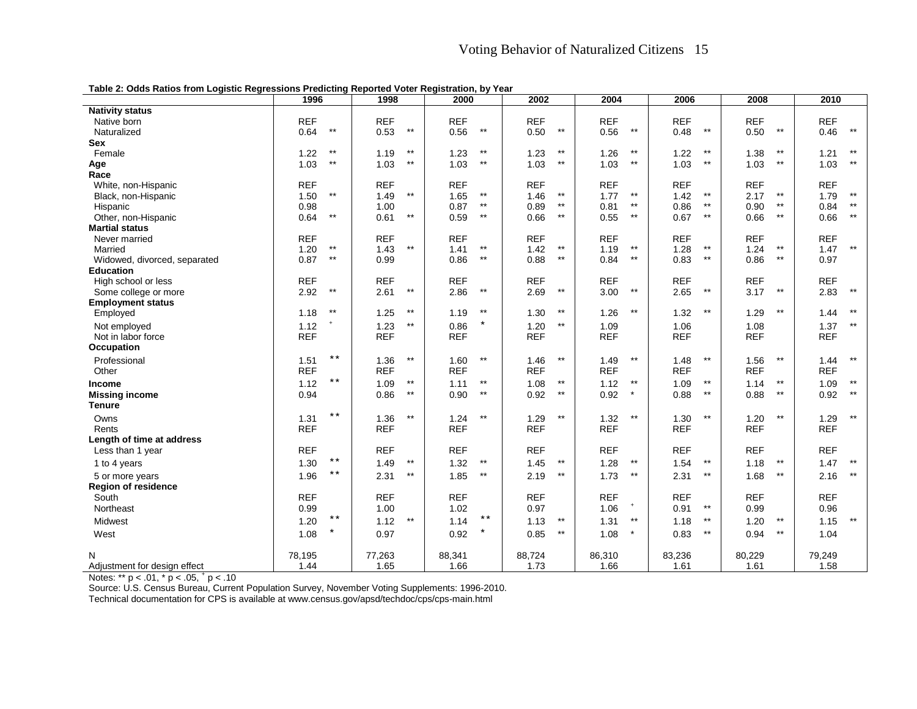**Table 2: Odds Ratios from Logistic Regressions Predicting Reported Voter Registration, by Year**

| | 1996 | | 1998 | | 2000 | | 2002 | | 2004 | | 2006 | | 2008 | | 2010 | |
|---|---|---|---|---|---|---|---|---|---|---|---|---|---|---|---|---|
| **Nativity status** | | | | | | | | | | | | | | | | |
| Native born | REF | | REF | | REF | | REF | | REF | | REF | | REF | | REF | |
| Naturalized | 0.64 | ** | 0.53 | ** | 0.56 | ** | 0.50 | ** | 0.56 | ** | 0.48 | ** | 0.50 | ** | 0.46 | ** |
| **Sex** | | | | | | | | | | | | | | | | |
| Female | 1.22 | ** | 1.19 | ** | 1.23 | ** | 1.23 | ** | 1.26 | ** | 1.22 | ** | 1.38 | ** | 1.21 | ** |
| **Age** | 1.03 | ** | 1.03 | ** | 1.03 | ** | 1.03 | ** | 1.03 | ** | 1.03 | ** | 1.03 | ** | 1.03 | ** |
| **Race** | | | | | | | | | | | | | | | | |
| White, non-Hispanic | REF | | REF | | REF | | REF | | REF | | REF | | REF | | REF | |
| Black, non-Hispanic | 1.50 | ** | 1.49 | ** | 1.65 | ** | 1.46 | ** | 1.77 | ** | 1.42 | ** | 2.17 | ** | 1.79 | ** |
| Hispanic | 0.98 | | 1.00 | | 0.87 | ** | 0.89 | ** | 0.81 | ** | 0.86 | ** | 0.90 | ** | 0.84 | ** |
| Other, non-Hispanic | 0.64 | ** | 0.61 | ** | 0.59 | ** | 0.66 | ** | 0.55 | ** | 0.67 | ** | 0.66 | ** | 0.66 | ** |
| **Martial status** | | | | | | | | | | | | | | | | |
| Never married | REF | | REF | | REF | | REF | | REF | | REF | | REF | | REF | |
| Married | 1.20 | ** | 1.43 | ** | 1.41 | ** | 1.42 | ** | 1.19 | ** | 1.28 | ** | 1.24 | ** | 1.47 | ** |
| Widowed, divorced, separated | 0.87 | ** | 0.99 | | 0.86 | ** | 0.88 | ** | 0.84 | ** | 0.83 | ** | 0.86 | ** | 0.97 | |
| **Education** | | | | | | | | | | | | | | | | |
| High school or less | REF | | REF | | REF | | REF | | REF | | REF | | REF | | REF | |
| Some college or more | 2.92 | ** | 2.61 | ** | 2.86 | ** | 2.69 | ** | 3.00 | ** | 2.65 | ** | 3.17 | ** | 2.83 | ** |
| **Employment status** | | | | | | | | | | | | | | | | |
| Employed | 1.18 | ** | 1.25 | ** | 1.19 | ** | 1.30 | ** | 1.26 | ** | 1.32 | ** | 1.29 | ** | 1.44 | ** |
| Not employed | 1.12 | + | 1.23 | ** | 0.86 | * | 1.20 | ** | 1.09 | | 1.06 | | 1.08 | | 1.37 | ** |
| Not in labor force | REF | | REF | | REF | | REF | | REF | | REF | | REF | | REF | |
| **Occupation** | | | | | | | | | | | | | | | | |
| Professional | 1.51 | ** | 1.36 | ** | 1.60 | ** | 1.46 | ** | 1.49 | ** | 1.48 | ** | 1.56 | ** | 1.44 | ** |
| Other | REF | | REF | | REF | | REF | | REF | | REF | | REF | | REF | |
| **Income** | 1.12 | ** | 1.09 | ** | 1.11 | ** | 1.08 | ** | 1.12 | ** | 1.09 | ** | 1.14 | ** | 1.09 | ** |
| **Missing income** | 0.94 | | 0.86 | ** | 0.90 | ** | 0.92 | ** | 0.92 | * | 0.88 | ** | 0.88 | ** | 0.92 | ** |
| **Tenure** | | | | | | | | | | | | | | | | |
| Owns | 1.31 | ** | 1.36 | ** | 1.24 | ** | 1.29 | ** | 1.32 | ** | 1.30 | ** | 1.20 | ** | 1.29 | ** |
| Rents | REF | | REF | | REF | | REF | | REF | | REF | | REF | | REF | |
| **Length of time at address** | | | | | | | | | | | | | | | | |
| Less than 1 year | REF | | REF | | REF | | REF | | REF | | REF | | REF | | REF | |
| 1 to 4 years | 1.30 | ** | 1.49 | ** | 1.32 | ** | 1.45 | ** | 1.28 | ** | 1.54 | ** | 1.18 | ** | 1.47 | ** |
| 5 or more years | 1.96 | ** | 2.31 | ** | 1.85 | ** | 2.19 | ** | 1.73 | ** | 2.31 | ** | 1.68 | ** | 2.16 | ** |
| **Region of residence** | | | | | | | | | | | | | | | | |
| South | REF | | REF | | REF | | REF | | REF | | REF | | REF | | REF | |
| Northeast | 0.99 | | 1.00 | | 1.02 | | 0.97 | | 1.06 | + | 0.91 | ** | 0.99 | | 0.96 | |
| Midwest | 1.20 | ** | 1.12 | ** | 1.14 | ** | 1.13 | ** | 1.31 | ** | 1.18 | ** | 1.20 | ** | 1.15 | ** |
| West | 1.08 | * | 0.97 | | 0.92 | * | 0.85 | ** | 1.08 | * | 0.83 | ** | 0.94 | ** | 1.04 | |
| N | 78,195 | | 77,263 | | 88,341 | | 88,724 | | 86,310 | | 83,236 | | 80,229 | | 79,249 | |
| Adjustment for design effect | 1.44 | | 1.65 | | 1.66 | | 1.73 | | 1.66 | | 1.61 | | 1.61 | | 1.58 | |

Notes: ** $p < .01$, * $p < .05$, + $p < .10$

Source: U.S. Census Bureau, Current Population Survey, November Voting Supplements: 1996-2010.

Technical documentation for CPS is available at www.census.gov/apsd/techdoc/cps/cps-main.html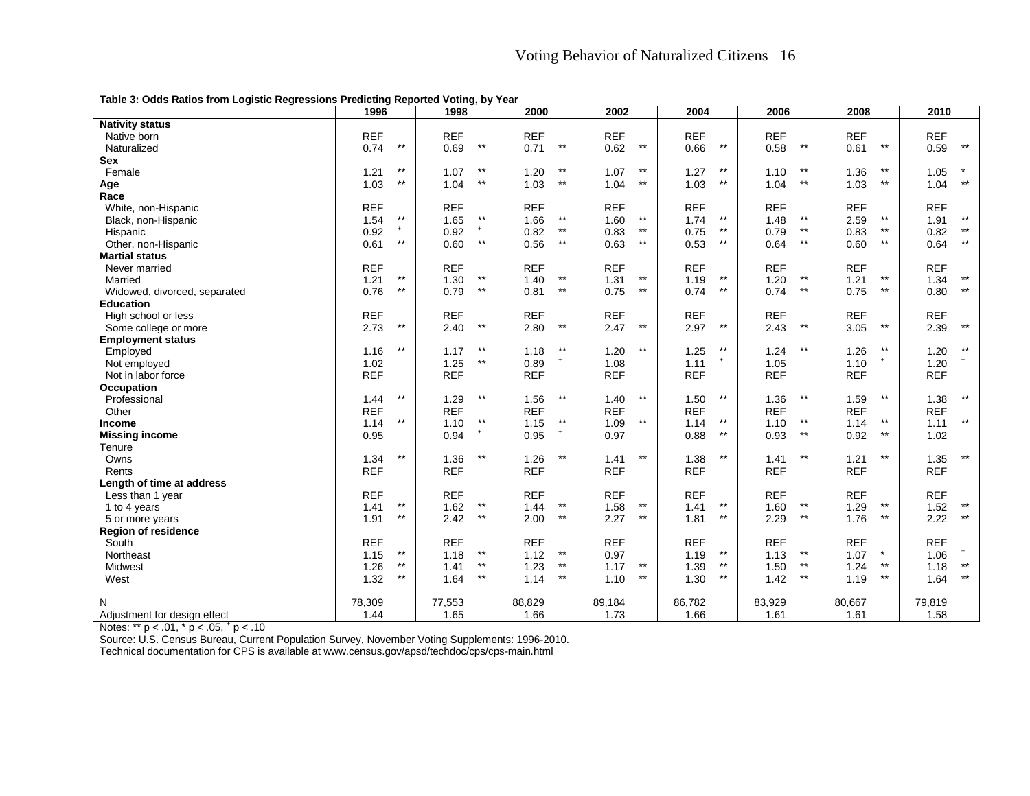**Table 3: Odds Ratios from Logistic Regressions Predicting Reported Voting, by Year**

| | 1996 | | 1998 | | 2000 | | 2002 | | 2004 | | 2006 | | 2008 | | 2010 | |
|---|---|---|---|---|---|---|---|---|---|---|---|---|---|---|---|---|
| **Nativity status** | | | | | | | | | | | | | | | | |
| Native born | REF | | REF | | REF | | REF | | REF | | REF | | REF | | REF | |
| Naturalized | 0.74 | ** | 0.69 | ** | 0.71 | ** | 0.62 | ** | 0.66 | ** | 0.58 | ** | 0.61 | ** | 0.59 | ** |
| **Sex** | | | | | | | | | | | | | | | | |
| Female | 1.21 | ** | 1.07 | ** | 1.20 | ** | 1.07 | ** | 1.27 | ** | 1.10 | ** | 1.36 | ** | 1.05 | * |
| **Age** | 1.03 | ** | 1.04 | ** | 1.03 | ** | 1.04 | ** | 1.03 | ** | 1.04 | ** | 1.03 | ** | 1.04 | ** |
| **Race** | | | | | | | | | | | | | | | | |
| White, non-Hispanic | REF | | REF | | REF | | REF | | REF | | REF | | REF | | REF | |
| Black, non-Hispanic | 1.54 | ** | 1.65 | ** | 1.66 | ** | 1.60 | ** | 1.74 | ** | 1.48 | ** | 2.59 | ** | 1.91 | ** |
| Hispanic | 0.92 | + | 0.92 | + | 0.82 | ** | 0.83 | ** | 0.75 | ** | 0.79 | ** | 0.83 | ** | 0.82 | ** |
| Other, non-Hispanic | 0.61 | ** | 0.60 | ** | 0.56 | ** | 0.63 | ** | 0.53 | ** | 0.64 | ** | 0.60 | ** | 0.64 | ** |
| **Martial status** | | | | | | | | | | | | | | | | |
| Never married | REF | | REF | | REF | | REF | | REF | | REF | | REF | | REF | |
| Married | 1.21 | ** | 1.30 | ** | 1.40 | ** | 1.31 | ** | 1.19 | ** | 1.20 | ** | 1.21 | ** | 1.34 | ** |
| Widowed, divorced, separated | 0.76 | ** | 0.79 | ** | 0.81 | ** | 0.75 | ** | 0.74 | ** | 0.74 | ** | 0.75 | ** | 0.80 | ** |
| **Education** | | | | | | | | | | | | | | | | |
| High school or less | REF | | REF | | REF | | REF | | REF | | REF | | REF | | REF | |
| Some college or more | 2.73 | ** | 2.40 | ** | 2.80 | ** | 2.47 | ** | 2.97 | ** | 2.43 | ** | 3.05 | ** | 2.39 | ** |
| **Employment status** | | | | | | | | | | | | | | | | |
| Employed | 1.16 | ** | 1.17 | ** | 1.18 | ** | 1.20 | ** | 1.25 | ** | 1.24 | ** | 1.26 | ** | 1.20 | ** |
| Not employed | 1.02 | | 1.25 | ** | 0.89 | + | 1.08 | | 1.11 | + | 1.05 | | 1.10 | + | 1.20 | + |
| Not in labor force | REF | | REF | | REF | | REF | | REF | | REF | | REF | | REF | |
| **Occupation** | | | | | | | | | | | | | | | | |
| Professional | 1.44 | ** | 1.29 | ** | 1.56 | ** | 1.40 | ** | 1.50 | ** | 1.36 | ** | 1.59 | ** | 1.38 | ** |
| Other | REF | | REF | | REF | | REF | | REF | | REF | | REF | | REF | |
| **Income** | 1.14 | ** | 1.10 | ** | 1.15 | ** | 1.09 | ** | 1.14 | ** | 1.10 | ** | 1.14 | ** | 1.11 | ** |
| **Missing income** | 0.95 | | 0.94 | + | 0.95 | + | 0.97 | | 0.88 | ** | 0.93 | ** | 0.92 | ** | 1.02 | |
| Tenure | | | | | | | | | | | | | | | | |
| Owns | 1.34 | ** | 1.36 | ** | 1.26 | ** | 1.41 | ** | 1.38 | ** | 1.41 | ** | 1.21 | ** | 1.35 | ** |
| Rents | REF | | REF | | REF | | REF | | REF | | REF | | REF | | REF | |
| **Length of time at address** | | | | | | | | | | | | | | | | |
| Less than 1 year | REF | | REF | | REF | | REF | | REF | | REF | | REF | | REF | |
| 1 to 4 years | 1.41 | ** | 1.62 | ** | 1.44 | ** | 1.58 | ** | 1.41 | ** | 1.60 | ** | 1.29 | ** | 1.52 | ** |
| 5 or more years | 1.91 | ** | 2.42 | ** | 2.00 | ** | 2.27 | ** | 1.81 | ** | 2.29 | ** | 1.76 | ** | 2.22 | ** |
| **Region of residence** | | | | | | | | | | | | | | | | |
| South | REF | | REF | | REF | | REF | | REF | | REF | | REF | | REF | |
| Northeast | 1.15 | ** | 1.18 | ** | 1.12 | ** | 0.97 | | 1.19 | ** | 1.13 | ** | 1.07 | * | 1.06 | + |
| Midwest | 1.26 | ** | 1.41 | ** | 1.23 | ** | 1.17 | ** | 1.39 | ** | 1.50 | ** | 1.24 | ** | 1.18 | ** |
| West | 1.32 | ** | 1.64 | ** | 1.14 | ** | 1.10 | ** | 1.30 | ** | 1.42 | ** | 1.19 | ** | 1.64 | ** |
| N | 78,309 | | 77,553 | | 88,829 | | 89,184 | | 86,782 | | 83,929 | | 80,667 | | 79,819 | |
| Adjustment for design effect | 1.44 | | 1.65 | | 1.66 | | 1.73 | | 1.66 | | 1.61 | | 1.61 | | 1.58 | |

Notes: ** $p < .01$, * $p < .05$, + $p < .10$

Source: U.S. Census Bureau, Current Population Survey, November Voting Supplements: 1996-2010.

Technical documentation for CPS is available at www.census.gov/apsd/techdoc/cps/cps-main.html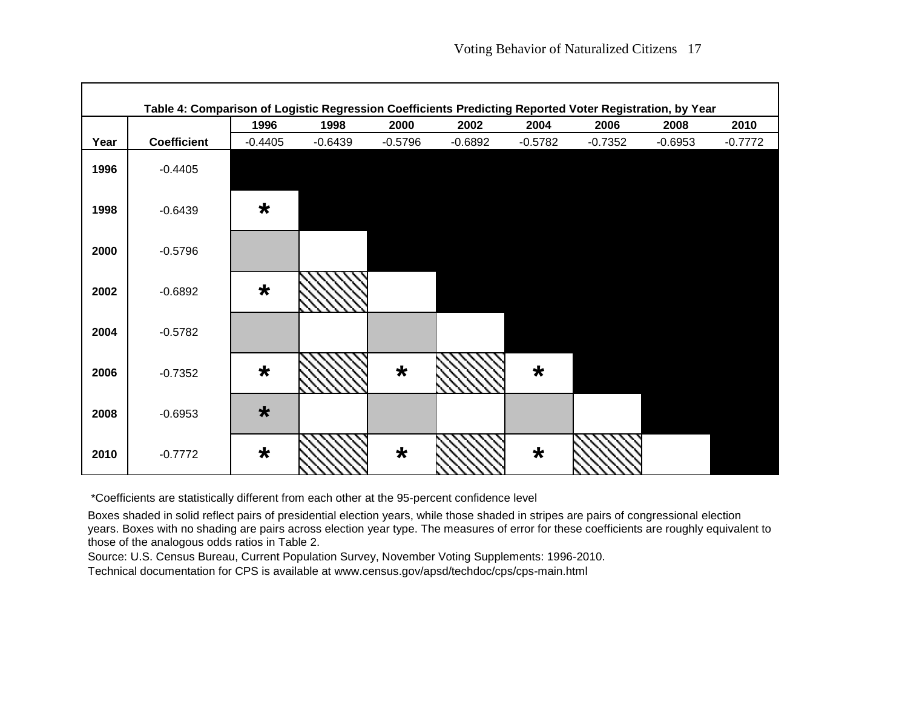**Table 4: Comparison of Logistic Regression Coefficients Predicting Reported Voter Registration, by Year**

| | | 1996 | 1998 | 2000 | 2002 | 2004 | 2006 | 2008 | 2010 |
|---|---|---|---|---|---|---|---|---|---|
| **Year** | **Coefficient** | -0.4405 | -0.6439 | -0.5796 | -0.6892 | -0.5782 | -0.7352 | -0.6953 | -0.7772 |
| **1996** | -0.4405 | | | | | | | | |
| **1998** | -0.6439 | * | | | | | | | |
| **2000** | -0.5796 | | | | | | | | |
| **2002** | -0.6892 | * | | | | | | | |
| **2004** | -0.5782 | | | | | | | | |
| **2006** | -0.7352 | * | | * | | * | | | |
| **2008** | -0.6953 | * | | | | | | | |
| **2010** | -0.7772 | * | | * | | * | | | |

*Coefficients are statistically different from each other at the 95-percent confidence level

Boxes shaded in solid reflect pairs of presidential election years, while those shaded in stripes are pairs of congressional election years. Boxes with no shading are pairs across election year type. The measures of error for these coefficients are roughly equivalent to those of the analogous odds ratios in Table 2.

Source: U.S. Census Bureau, Current Population Survey, November Voting Supplements: 1996-2010.

Technical documentation for CPS is available at www.census.gov/apsd/techdoc/cps/cps-main.html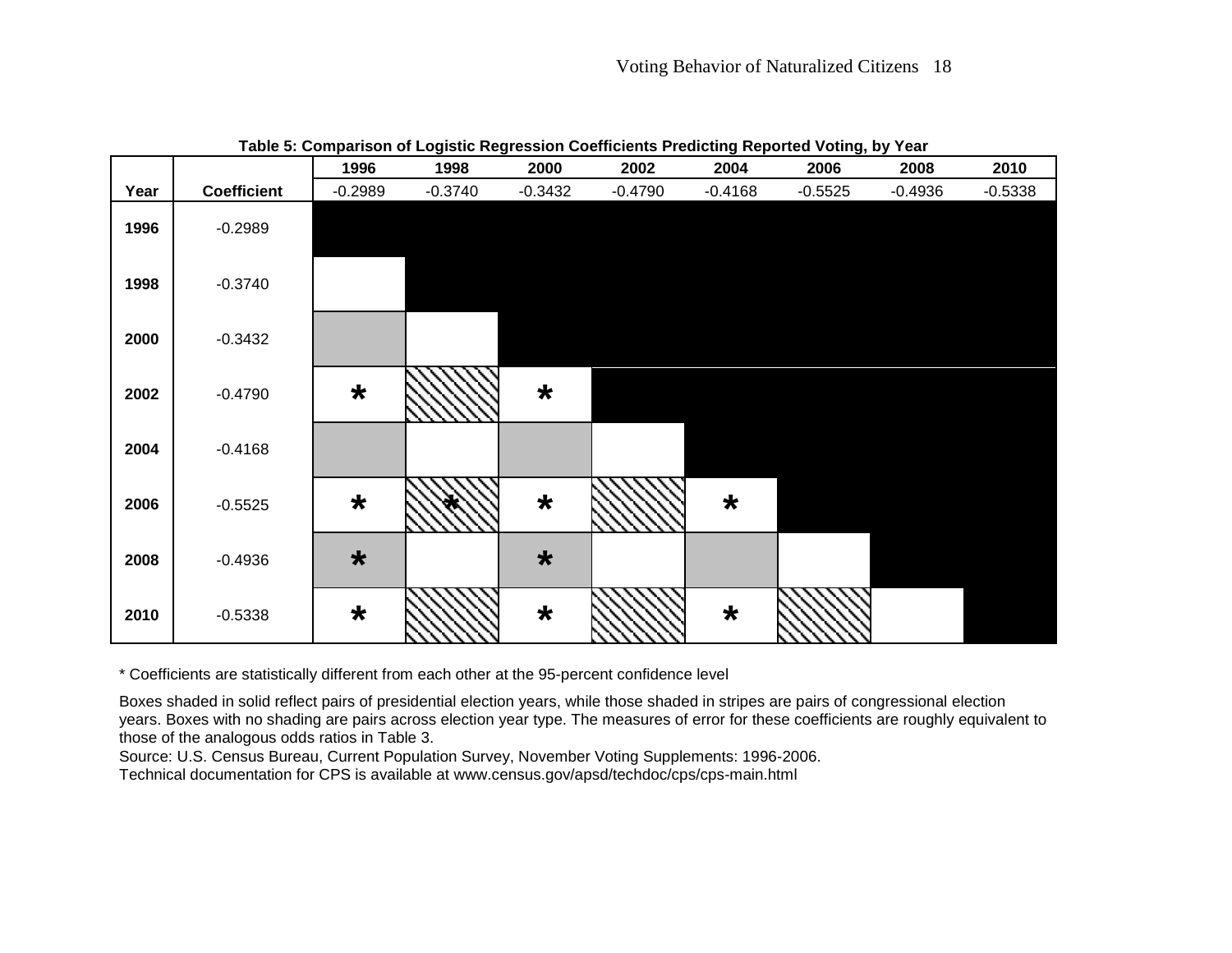**Table 5: Comparison of Logistic Regression Coefficients Predicting Reported Voting, by Year**

| | | 1996 | 1998 | 2000 | 2002 | 2004 | 2006 | 2008 | 2010 |
|---|---|---|---|---|---|---|---|---|---|
| **Year** | **Coefficient** | -0.2989 | -0.3740 | -0.3432 | -0.4790 | -0.4168 | -0.5525 | -0.4936 | -0.5338 |
| **1996** | -0.2989 | | | | | | | | |
| **1998** | -0.3740 | | | | | | | | |
| **2000** | -0.3432 | | | | | | | | |
| **2002** | -0.4790 | * | | * | | | | | |
| **2004** | -0.4168 | | | | | | | | |
| **2006** | -0.5525 | * | * | * | | * | | | |
| **2008** | -0.4936 | * | | * | | | | | |
| **2010** | -0.5338 | * | | * | | * | | | |

\* Coefficients are statistically different from each other at the 95-percent confidence level

Boxes shaded in solid reflect pairs of presidential election years, while those shaded in stripes are pairs of congressional election years. Boxes with no shading are pairs across election year type. The measures of error for these coefficients are roughly equivalent to those of the analogous odds ratios in Table 3.

Source: U.S. Census Bureau, Current Population Survey, November Voting Supplements: 1996-2006.

Technical documentation for CPS is available at www.census.gov/apsd/techdoc/cps/cps-main.html